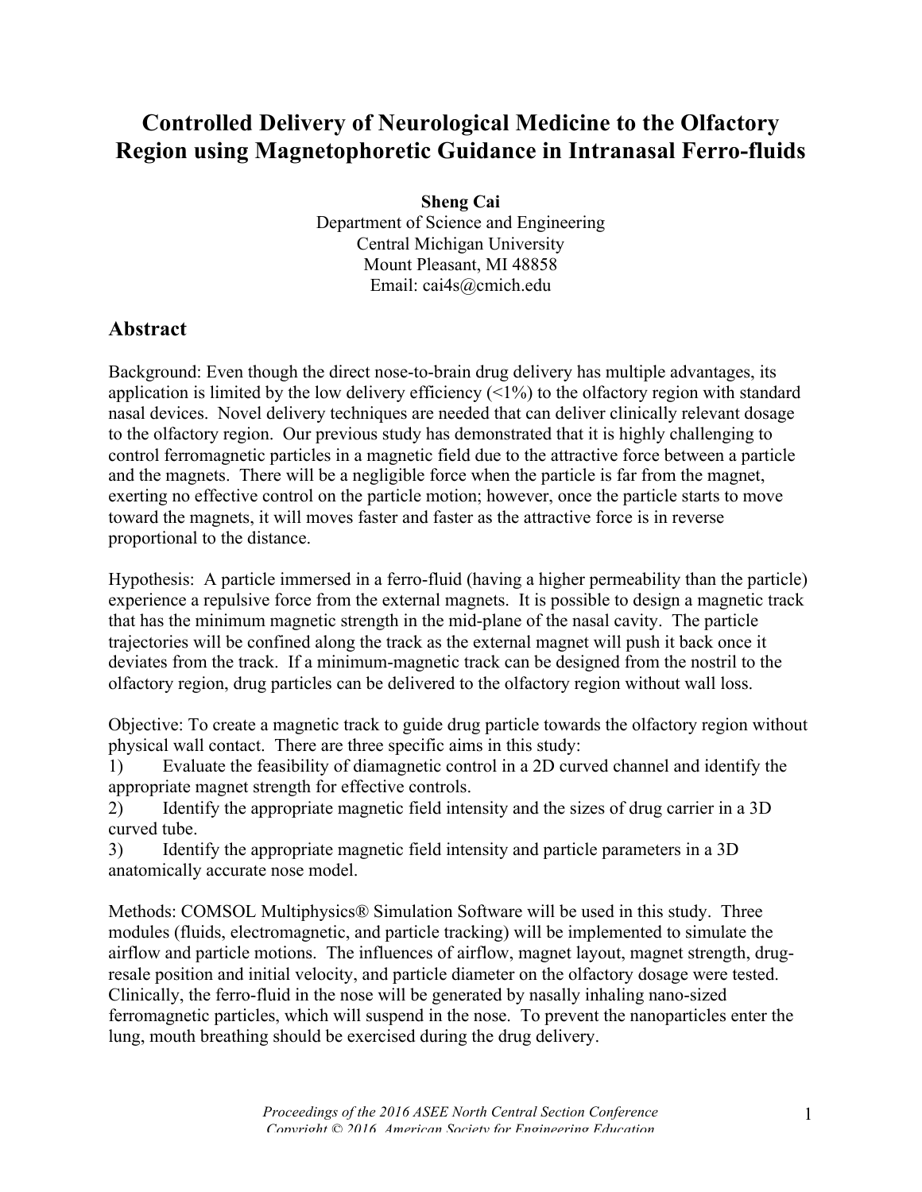# Controlled Delivery of Neurological Medicine to the Olfactory Region using Magnetophoretic Guidance in Intranasal Ferro-fluids

**Sheng Cai**
Department of Science and Engineering
Central Michigan University
Mount Pleasant, MI 48858
Email: cai4s@cmich.edu

## Abstract

Background: Even though the direct nose-to-brain drug delivery has multiple advantages, its application is limited by the low delivery efficiency (<1%) to the olfactory region with standard nasal devices. Novel delivery techniques are needed that can deliver clinically relevant dosage to the olfactory region. Our previous study has demonstrated that it is highly challenging to control ferromagnetic particles in a magnetic field due to the attractive force between a particle and the magnets. There will be a negligible force when the particle is far from the magnet, exerting no effective control on the particle motion; however, once the particle starts to move toward the magnets, it will moves faster and faster as the attractive force is in reverse proportional to the distance.

Hypothesis: A particle immersed in a ferro-fluid (having a higher permeability than the particle) experience a repulsive force from the external magnets. It is possible to design a magnetic track that has the minimum magnetic strength in the mid-plane of the nasal cavity. The particle trajectories will be confined along the track as the external magnet will push it back once it deviates from the track. If a minimum-magnetic track can be designed from the nostril to the olfactory region, drug particles can be delivered to the olfactory region without wall loss.

Objective: To create a magnetic track to guide drug particle towards the olfactory region without physical wall contact. There are three specific aims in this study:

1) Evaluate the feasibility of diamagnetic control in a 2D curved channel and identify the appropriate magnet strength for effective controls.
2) Identify the appropriate magnetic field intensity and the sizes of drug carrier in a 3D curved tube.
3) Identify the appropriate magnetic field intensity and particle parameters in a 3D anatomically accurate nose model.

Methods: COMSOL Multiphysics® Simulation Software will be used in this study. Three modules (fluids, electromagnetic, and particle tracking) will be implemented to simulate the airflow and particle motions. The influences of airflow, magnet layout, magnet strength, drug-resale position and initial velocity, and particle diameter on the olfactory dosage were tested. Clinically, the ferro-fluid in the nose will be generated by nasally inhaling nano-sized ferromagnetic particles, which will suspend in the nose. To prevent the nanoparticles enter the lung, mouth breathing should be exercised during the drug delivery.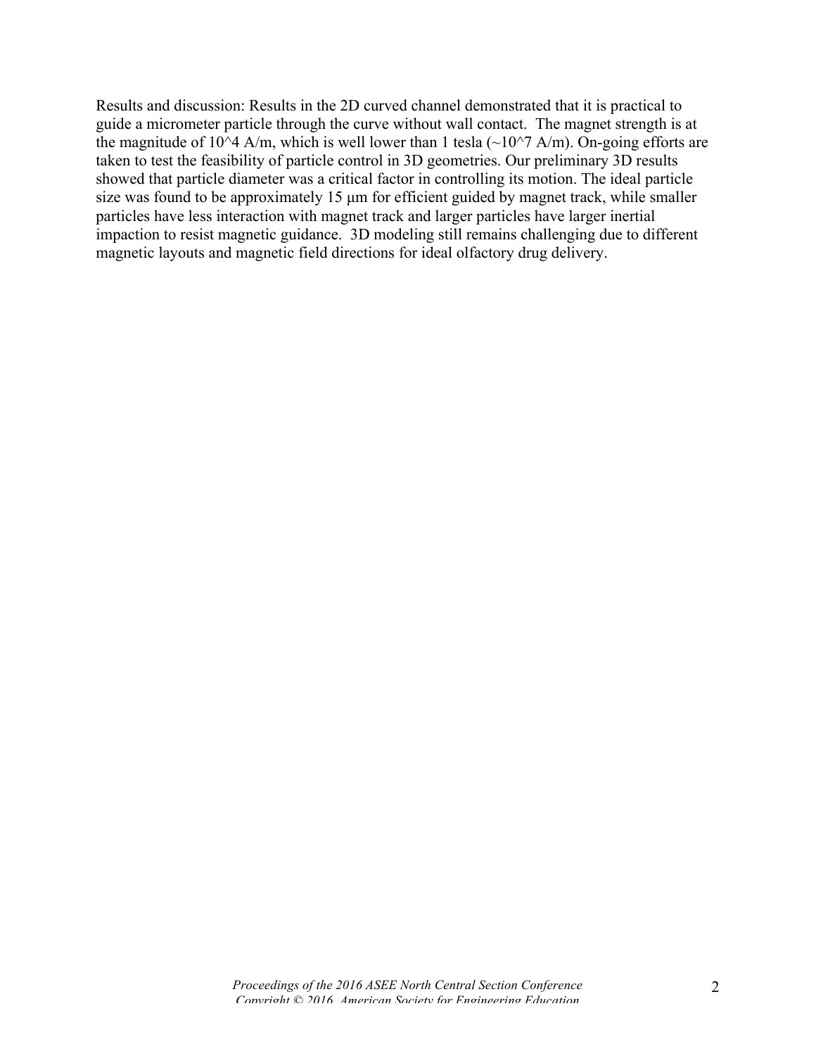Results and discussion: Results in the 2D curved channel demonstrated that it is practical to guide a micrometer particle through the curve without wall contact. The magnet strength is at the magnitude of $10^4$ A/m, which is well lower than 1 tesla (~$10^7$ A/m). On-going efforts are taken to test the feasibility of particle control in 3D geometries. Our preliminary 3D results showed that particle diameter was a critical factor in controlling its motion. The ideal particle size was found to be approximately 15 μm for efficient guided by magnet track, while smaller particles have less interaction with magnet track and larger particles have larger inertial impaction to resist magnetic guidance. 3D modeling still remains challenging due to different magnetic layouts and magnetic field directions for ideal olfactory drug delivery.